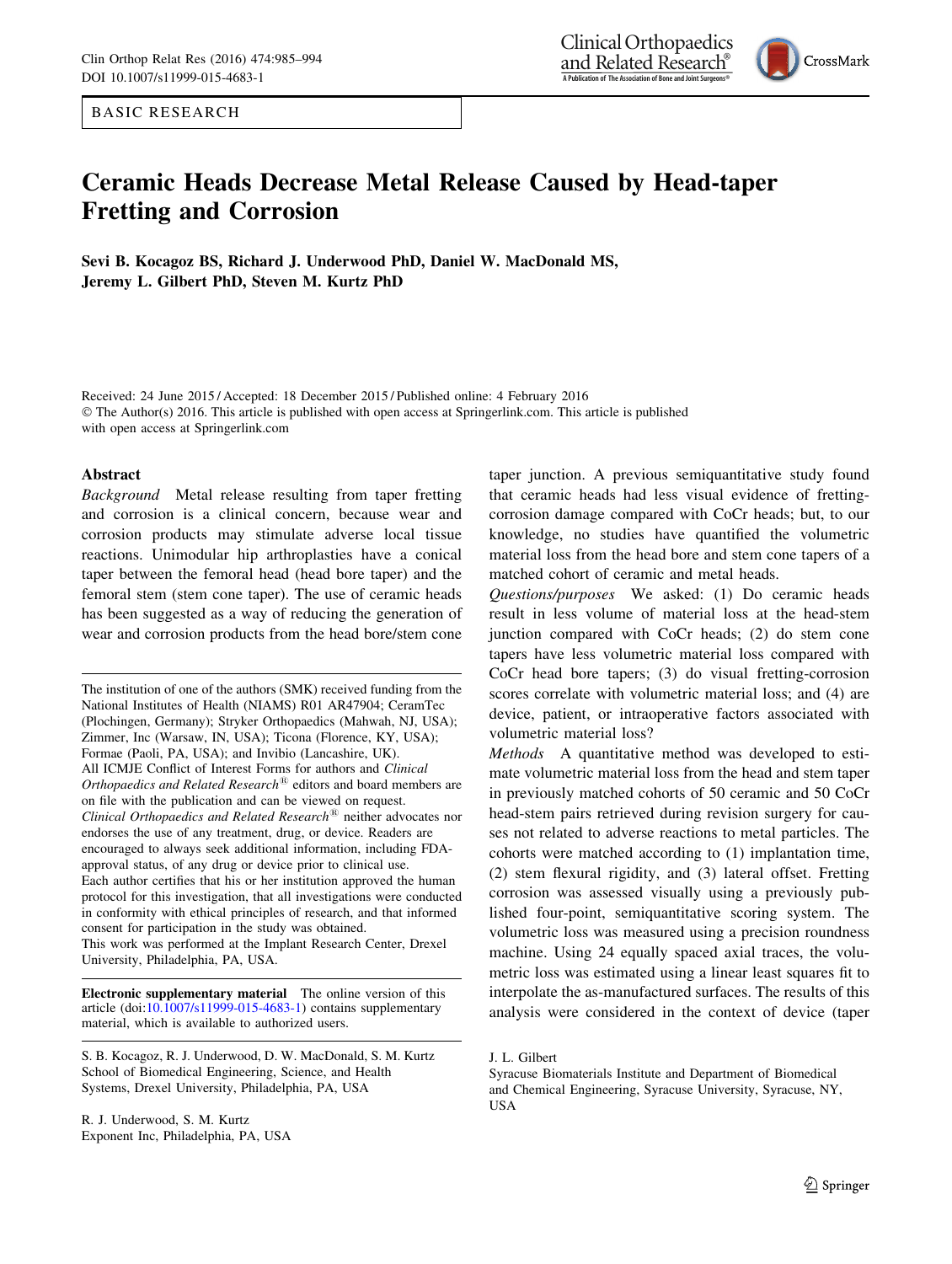BASIC RESEARCH

# Ceramic Heads Decrease Metal Release Caused by Head-taper Fretting and Corrosion

**Sevi B. Kocagoz BS, Richard J. Underwood PhD, Daniel W. MacDonald MS, Jeremy L. Gilbert PhD, Steven M. Kurtz PhD**

Received: 24 June 2015 / Accepted: 18 December 2015 / Published online: 4 February 2016
© The Author(s) 2016. This article is published with open access at Springerlink.com. This article is published with open access at Springerlink.com

## Abstract

*Background* Metal release resulting from taper fretting and corrosion is a clinical concern, because wear and corrosion products may stimulate adverse local tissue reactions. Unimodular hip arthroplasties have a conical taper between the femoral head (head bore taper) and the femoral stem (stem cone taper). The use of ceramic heads has been suggested as a way of reducing the generation of wear and corrosion products from the head bore/stem cone taper junction. A previous semiquantitative study found that ceramic heads had less visual evidence of fretting-corrosion damage compared with CoCr heads; but, to our knowledge, no studies have quantified the volumetric material loss from the head bore and stem cone tapers of a matched cohort of ceramic and metal heads.

*Questions/purposes* We asked: (1) Do ceramic heads result in less volume of material loss at the head-stem junction compared with CoCr heads; (2) do stem cone tapers have less volumetric material loss compared with CoCr head bore tapers; (3) do visual fretting-corrosion scores correlate with volumetric material loss; and (4) are device, patient, or intraoperative factors associated with volumetric material loss?

*Methods* A quantitative method was developed to estimate volumetric material loss from the head and stem taper in previously matched cohorts of 50 ceramic and 50 CoCr head-stem pairs retrieved during revision surgery for causes not related to adverse reactions to metal particles. The cohorts were matched according to (1) implantation time, (2) stem flexural rigidity, and (3) lateral offset. Fretting corrosion was assessed visually using a previously published four-point, semiquantitative scoring system. The volumetric loss was measured using a precision roundness machine. Using 24 equally spaced axial traces, the volumetric loss was estimated using a linear least squares fit to interpolate the as-manufactured surfaces. The results of this analysis were considered in the context of device (taper

The institution of one of the authors (SMK) received funding from the National Institutes of Health (NIAMS) R01 AR47904; CeramTec (Plochingen, Germany); Stryker Orthopaedics (Mahwah, NJ, USA); Zimmer, Inc (Warsaw, IN, USA); Ticona (Florence, KY, USA); Formae (Paoli, PA, USA); and Invibio (Lancashire, UK).
All ICMJE Conflict of Interest Forms for authors and *Clinical Orthopaedics and Related Research*® editors and board members are on file with the publication and can be viewed on request.
*Clinical Orthopaedics and Related Research*® neither advocates nor endorses the use of any treatment, drug, or device. Readers are encouraged to always seek additional information, including FDA-approval status, of any drug or device prior to clinical use.
Each author certifies that his or her institution approved the human protocol for this investigation, that all investigations were conducted in conformity with ethical principles of research, and that informed consent for participation in the study was obtained.
This work was performed at the Implant Research Center, Drexel University, Philadelphia, PA, USA.

**Electronic supplementary material** The online version of this article (doi:10.1007/s11999-015-4683-1) contains supplementary material, which is available to authorized users.

S. B. Kocagoz, R. J. Underwood, D. W. MacDonald, S. M. Kurtz
School of Biomedical Engineering, Science, and Health Systems, Drexel University, Philadelphia, PA, USA

R. J. Underwood, S. M. Kurtz
Exponent Inc, Philadelphia, PA, USA

J. L. Gilbert
Syracuse Biomaterials Institute and Department of Biomedical and Chemical Engineering, Syracuse University, Syracuse, NY, USA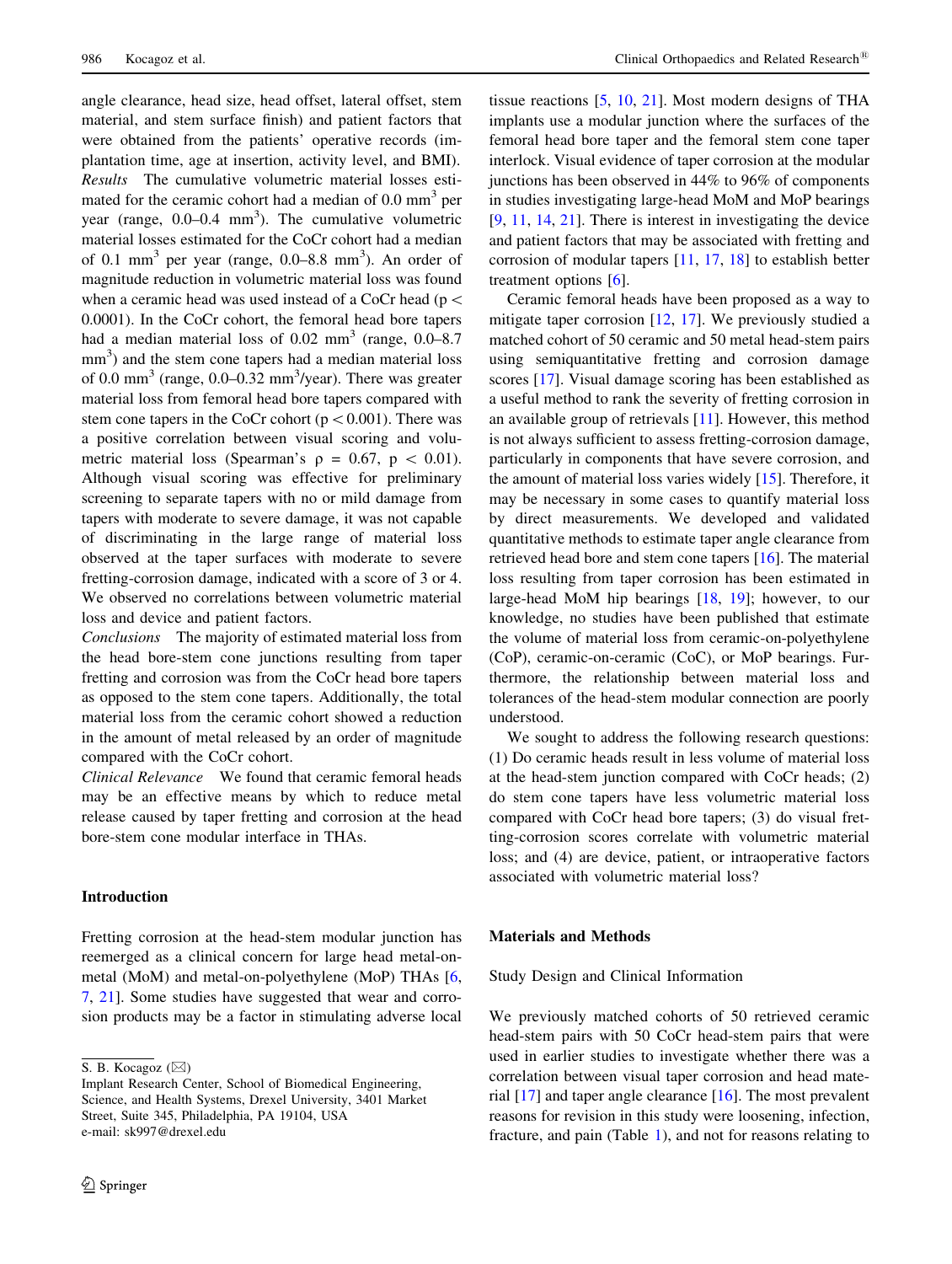angle clearance, head size, head offset, lateral offset, stem material, and stem surface finish) and patient factors that were obtained from the patients' operative records (implantation time, age at insertion, activity level, and BMI).

*Results* The cumulative volumetric material losses estimated for the ceramic cohort had a median of 0.0 $mm^3$ per year (range, 0.0–0.4 $mm^3$). The cumulative volumetric material losses estimated for the CoCr cohort had a median of 0.1 $mm^3$ per year (range, 0.0–8.8 $mm^3$). An order of magnitude reduction in volumetric material loss was found when a ceramic head was used instead of a CoCr head ($p < 0.0001$). In the CoCr cohort, the femoral head bore tapers had a median material loss of 0.02 $mm^3$ (range, 0.0–8.7 $mm^3$) and the stem cone tapers had a median material loss of 0.0 $mm^3$ (range, 0.0–0.32 $mm^3$/year). There was greater material loss from femoral head bore tapers compared with stem cone tapers in the CoCr cohort ($p < 0.001$). There was a positive correlation between visual scoring and volumetric material loss (Spearman's $\rho = 0.67$, $p < 0.01$). Although visual scoring was effective for preliminary screening to separate tapers with no or mild damage from tapers with moderate to severe damage, it was not capable of discriminating in the large range of material loss observed at the taper surfaces with moderate to severe fretting-corrosion damage, indicated with a score of 3 or 4. We observed no correlations between volumetric material loss and device and patient factors.

*Conclusions* The majority of estimated material loss from the head bore-stem cone junctions resulting from taper fretting and corrosion was from the CoCr head bore tapers as opposed to the stem cone tapers. Additionally, the total material loss from the ceramic cohort showed a reduction in the amount of metal released by an order of magnitude compared with the CoCr cohort.

*Clinical Relevance* We found that ceramic femoral heads may be an effective means by which to reduce metal release caused by taper fretting and corrosion at the head bore-stem cone modular interface in THAs.

## Introduction

Fretting corrosion at the head-stem modular junction has reemerged as a clinical concern for large head metal-on-metal (MoM) and metal-on-polyethylene (MoP) THAs [6, 7, 21]. Some studies have suggested that wear and corrosion products may be a factor in stimulating adverse local tissue reactions [5, 10, 21]. Most modern designs of THA implants use a modular junction where the surfaces of the femoral head bore taper and the femoral stem cone taper interlock. Visual evidence of taper corrosion at the modular junctions has been observed in 44% to 96% of components in studies investigating large-head MoM and MoP bearings [9, 11, 14, 21]. There is interest in investigating the device and patient factors that may be associated with fretting and corrosion of modular tapers [11, 17, 18] to establish better treatment options [6].

Ceramic femoral heads have been proposed as a way to mitigate taper corrosion [12, 17]. We previously studied a matched cohort of 50 ceramic and 50 metal head-stem pairs using semiquantitative fretting and corrosion damage scores [17]. Visual damage scoring has been established as a useful method to rank the severity of fretting corrosion in an available group of retrievals [11]. However, this method is not always sufficient to assess fretting-corrosion damage, particularly in components that have severe corrosion, and the amount of material loss varies widely [15]. Therefore, it may be necessary in some cases to quantify material loss by direct measurements. We developed and validated quantitative methods to estimate taper angle clearance from retrieved head bore and stem cone tapers [16]. The material loss resulting from taper corrosion has been estimated in large-head MoM hip bearings [18, 19]; however, to our knowledge, no studies have been published that estimate the volume of material loss from ceramic-on-polyethylene (CoP), ceramic-on-ceramic (CoC), or MoP bearings. Furthermore, the relationship between material loss and tolerances of the head-stem modular connection are poorly understood.

We sought to address the following research questions: (1) Do ceramic heads result in less volume of material loss at the head-stem junction compared with CoCr heads; (2) do stem cone tapers have less volumetric material loss compared with CoCr head bore tapers; (3) do visual fretting-corrosion scores correlate with volumetric material loss; and (4) are device, patient, or intraoperative factors associated with volumetric material loss?

## Materials and Methods

### Study Design and Clinical Information

We previously matched cohorts of 50 retrieved ceramic head-stem pairs with 50 CoCr head-stem pairs that were used in earlier studies to investigate whether there was a correlation between visual taper corrosion and head material [17] and taper angle clearance [16]. The most prevalent reasons for revision in this study were loosening, infection, fracture, and pain (Table 1), and not for reasons relating to

S. B. Kocagoz (✉)
Implant Research Center, School of Biomedical Engineering, Science, and Health Systems, Drexel University, 3401 Market Street, Suite 345, Philadelphia, PA 19104, USA
e-mail: sk997@drexel.edu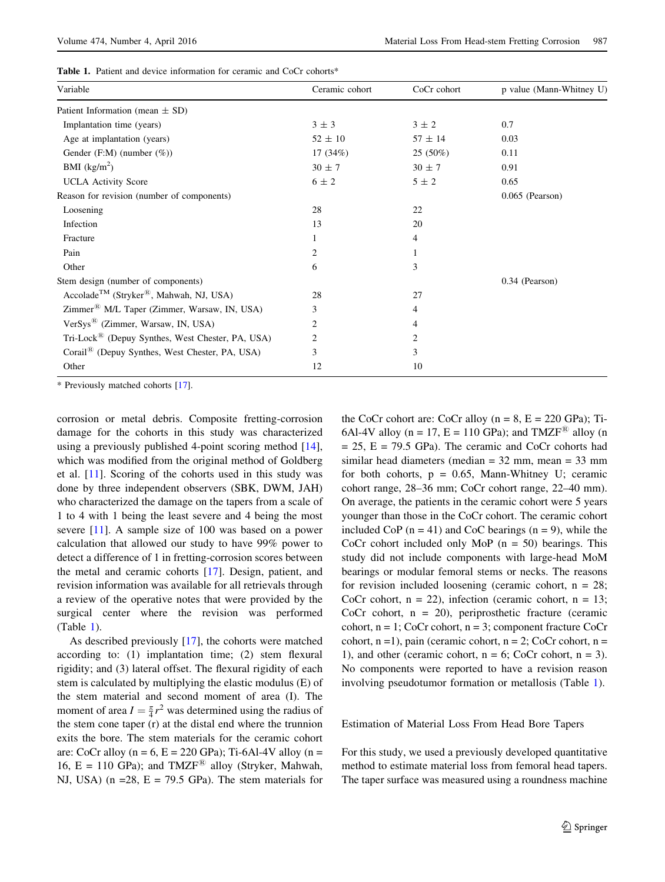**Table 1.** Patient and device information for ceramic and CoCr cohorts*

| Variable | Ceramic cohort | CoCr cohort | p value (Mann-Whitney U) |
| --- | --- | --- | --- |
| Patient Information (mean ± SD) | | | |
| Implantation time (years) | 3 ± 3 | 3 ± 2 | 0.7 |
| Age at implantation (years) | 52 ± 10 | 57 ± 14 | 0.03 |
| Gender (F:M) (number (%)) | 17 (34%) | 25 (50%) | 0.11 |
| BMI (kg/m$^2$) | 30 ± 7 | 30 ± 7 | 0.91 |
| UCLA Activity Score | 6 ± 2 | 5 ± 2 | 0.65 |
| Reason for revision (number of components) | | | 0.065 (Pearson) |
| Loosening | 28 | 22 | |
| Infection | 13 | 20 | |
| Fracture | 1 | 4 | |
| Pain | 2 | 1 | |
| Other | 6 | 3 | |
| Stem design (number of components) | | | 0.34 (Pearson) |
| Accolade™ (Stryker®, Mahwah, NJ, USA) | 28 | 27 | |
| Zimmer® M/L Taper (Zimmer, Warsaw, IN, USA) | 3 | 4 | |
| VerSys® (Zimmer, Warsaw, IN, USA) | 2 | 4 | |
| Tri-Lock® (Depuy Synthes, West Chester, PA, USA) | 2 | 2 | |
| Corail® (Depuy Synthes, West Chester, PA, USA) | 3 | 3 | |
| Other | 12 | 10 | |

* Previously matched cohorts [17].

corrosion or metal debris. Composite fretting-corrosion damage for the cohorts in this study was characterized using a previously published 4-point scoring method [14], which was modified from the original method of Goldberg et al. [11]. Scoring of the cohorts used in this study was done by three independent observers (SBK, DWM, JAH) who characterized the damage on the tapers from a scale of 1 to 4 with 1 being the least severe and 4 being the most severe [11]. A sample size of 100 was based on a power calculation that allowed our study to have 99% power to detect a difference of 1 in fretting-corrosion scores between the metal and ceramic cohorts [17]. Design, patient, and revision information was available for all retrievals through a review of the operative notes that were provided by the surgical center where the revision was performed (Table 1).

As described previously [17], the cohorts were matched according to: (1) implantation time; (2) stem flexural rigidity; and (3) lateral offset. The flexural rigidity of each stem is calculated by multiplying the elastic modulus (E) of the stem material and second moment of area (I). The moment of area $I = \frac{\pi}{4} r^2$ was determined using the radius of the stem cone taper (r) at the distal end where the trunnion exits the bore. The stem materials for the ceramic cohort are: CoCr alloy (n = 6, E = 220 GPa); Ti-6Al-4V alloy (n = 16, E = 110 GPa); and TMZF® alloy (Stryker, Mahwah, NJ, USA) (n =28, E = 79.5 GPa). The stem materials for the CoCr cohort are: CoCr alloy (n = 8, E = 220 GPa); Ti-6Al-4V alloy (n = 17, E = 110 GPa); and TMZF® alloy (n = 25, E = 79.5 GPa). The ceramic and CoCr cohorts had similar head diameters (median = 32 mm, mean = 33 mm for both cohorts, p = 0.65, Mann-Whitney U; ceramic cohort range, 28–36 mm; CoCr cohort range, 22–40 mm). On average, the patients in the ceramic cohort were 5 years younger than those in the CoCr cohort. The ceramic cohort included CoP (n = 41) and CoC bearings (n = 9), while the CoCr cohort included only MoP (n = 50) bearings. This study did not include components with large-head MoM bearings or modular femoral stems or necks. The reasons for revision included loosening (ceramic cohort, n = 28; CoCr cohort, n = 22), infection (ceramic cohort, n = 13; CoCr cohort, n = 20), periprosthetic fracture (ceramic cohort, n = 1; CoCr cohort, n = 3; component fracture CoCr cohort, n =1), pain (ceramic cohort, n = 2; CoCr cohort, n = 1), and other (ceramic cohort, n = 6; CoCr cohort, n = 3). No components were reported to have a revision reason involving pseudotumor formation or metallosis (Table 1).

### Estimation of Material Loss From Head Bore Tapers

For this study, we used a previously developed quantitative method to estimate material loss from femoral head tapers. The taper surface was measured using a roundness machine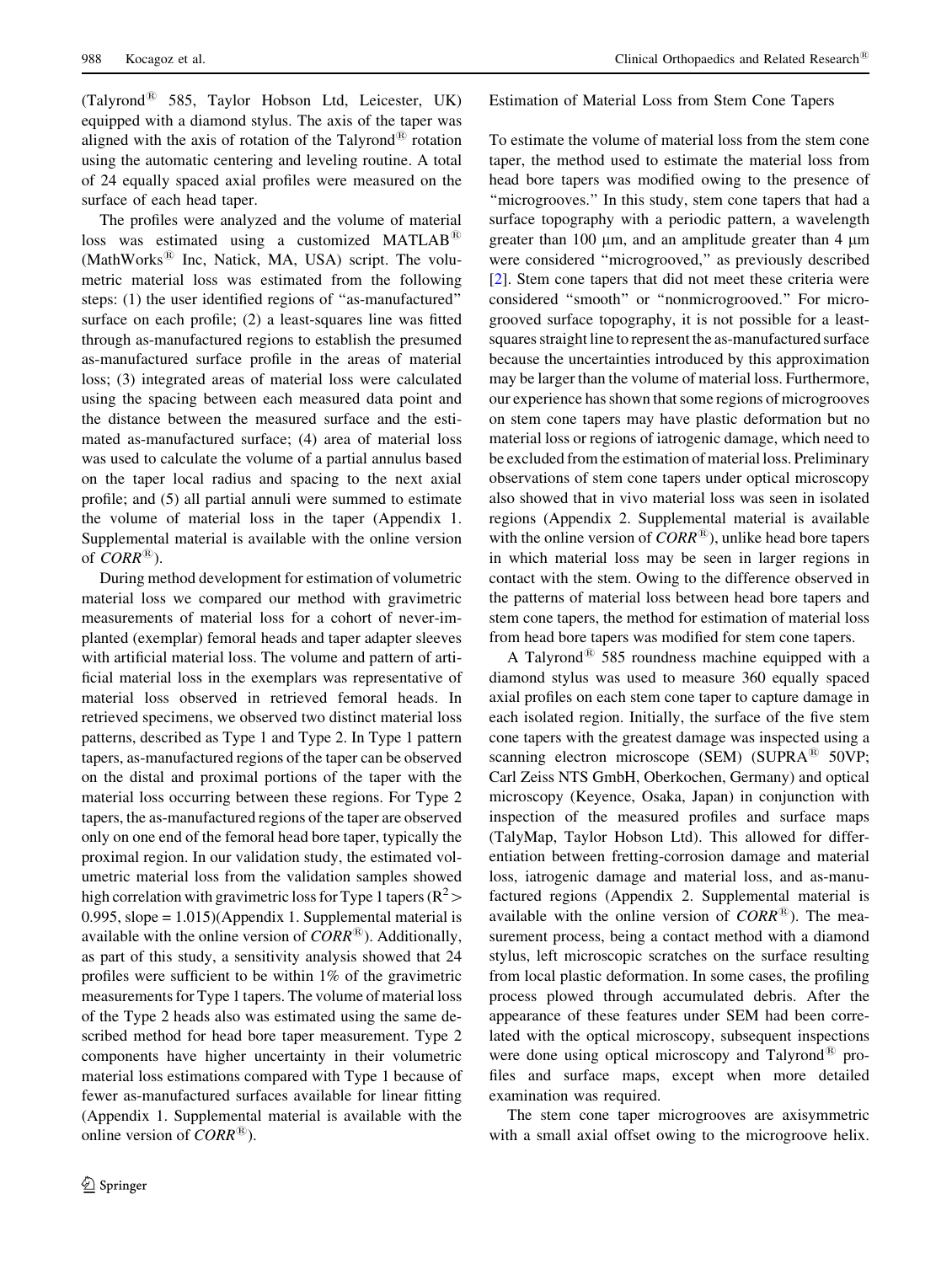(Talyrond® 585, Taylor Hobson Ltd, Leicester, UK) equipped with a diamond stylus. The axis of the taper was aligned with the axis of rotation of the Talyrond® rotation using the automatic centering and leveling routine. A total of 24 equally spaced axial profiles were measured on the surface of each head taper.

The profiles were analyzed and the volume of material loss was estimated using a customized MATLAB® (MathWorks® Inc, Natick, MA, USA) script. The volumetric material loss was estimated from the following steps: (1) the user identified regions of "as-manufactured" surface on each profile; (2) a least-squares line was fitted through as-manufactured regions to establish the presumed as-manufactured surface profile in the areas of material loss; (3) integrated areas of material loss were calculated using the spacing between each measured data point and the distance between the measured surface and the estimated as-manufactured surface; (4) area of material loss was used to calculate the volume of a partial annulus based on the taper local radius and spacing to the next axial profile; and (5) all partial annuli were summed to estimate the volume of material loss in the taper (Appendix 1. Supplemental material is available with the online version of *CORR*®).

During method development for estimation of volumetric material loss we compared our method with gravimetric measurements of material loss for a cohort of never-implanted (exemplar) femoral heads and taper adapter sleeves with artificial material loss. The volume and pattern of artificial material loss in the exemplars was representative of material loss observed in retrieved femoral heads. In retrieved specimens, we observed two distinct material loss patterns, described as Type 1 and Type 2. In Type 1 pattern tapers, as-manufactured regions of the taper can be observed on the distal and proximal portions of the taper with the material loss occurring between these regions. For Type 2 tapers, the as-manufactured regions of the taper are observed only on one end of the femoral head bore taper, typically the proximal region. In our validation study, the estimated volumetric material loss from the validation samples showed high correlation with gravimetric loss for Type 1 tapers ($R^2 >$ 0.995, slope = 1.015)(Appendix 1. Supplemental material is available with the online version of *CORR*®). Additionally, as part of this study, a sensitivity analysis showed that 24 profiles were sufficient to be within 1% of the gravimetric measurements for Type 1 tapers. The volume of material loss of the Type 2 heads also was estimated using the same described method for head bore taper measurement. Type 2 components have higher uncertainty in their volumetric material loss estimations compared with Type 1 because of fewer as-manufactured surfaces available for linear fitting (Appendix 1. Supplemental material is available with the online version of *CORR*®).

### Estimation of Material Loss from Stem Cone Tapers

To estimate the volume of material loss from the stem cone taper, the method used to estimate the material loss from head bore tapers was modified owing to the presence of "microgrooves." In this study, stem cone tapers that had a surface topography with a periodic pattern, a wavelength greater than 100 μm, and an amplitude greater than 4 μm were considered "microgrooved," as previously described [2]. Stem cone tapers that did not meet these criteria were considered "smooth" or "nonmicrogrooved." For microgrooved surface topography, it is not possible for a least-squares straight line to represent the as-manufactured surface because the uncertainties introduced by this approximation may be larger than the volume of material loss. Furthermore, our experience has shown that some regions of microgrooves on stem cone tapers may have plastic deformation but no material loss or regions of iatrogenic damage, which need to be excluded from the estimation of material loss. Preliminary observations of stem cone tapers under optical microscopy also showed that in vivo material loss was seen in isolated regions (Appendix 2. Supplemental material is available with the online version of *CORR*®), unlike head bore tapers in which material loss may be seen in larger regions in contact with the stem. Owing to the difference observed in the patterns of material loss between head bore tapers and stem cone tapers, the method for estimation of material loss from head bore tapers was modified for stem cone tapers.

A Talyrond® 585 roundness machine equipped with a diamond stylus was used to measure 360 equally spaced axial profiles on each stem cone taper to capture damage in each isolated region. Initially, the surface of the five stem cone tapers with the greatest damage was inspected using a scanning electron microscope (SEM) (SUPRA® 50VP; Carl Zeiss NTS GmbH, Oberkochen, Germany) and optical microscopy (Keyence, Osaka, Japan) in conjunction with inspection of the measured profiles and surface maps (TalyMap, Taylor Hobson Ltd). This allowed for differentiation between fretting-corrosion damage and material loss, iatrogenic damage and material loss, and as-manufactured regions (Appendix 2. Supplemental material is available with the online version of *CORR*®). The measurement process, being a contact method with a diamond stylus, left microscopic scratches on the surface resulting from local plastic deformation. In some cases, the profiling process plowed through accumulated debris. After the appearance of these features under SEM had been correlated with the optical microscopy, subsequent inspections were done using optical microscopy and Talyrond® profiles and surface maps, except when more detailed examination was required.

The stem cone taper microgrooves are axisymmetric with a small axial offset owing to the microgroove helix.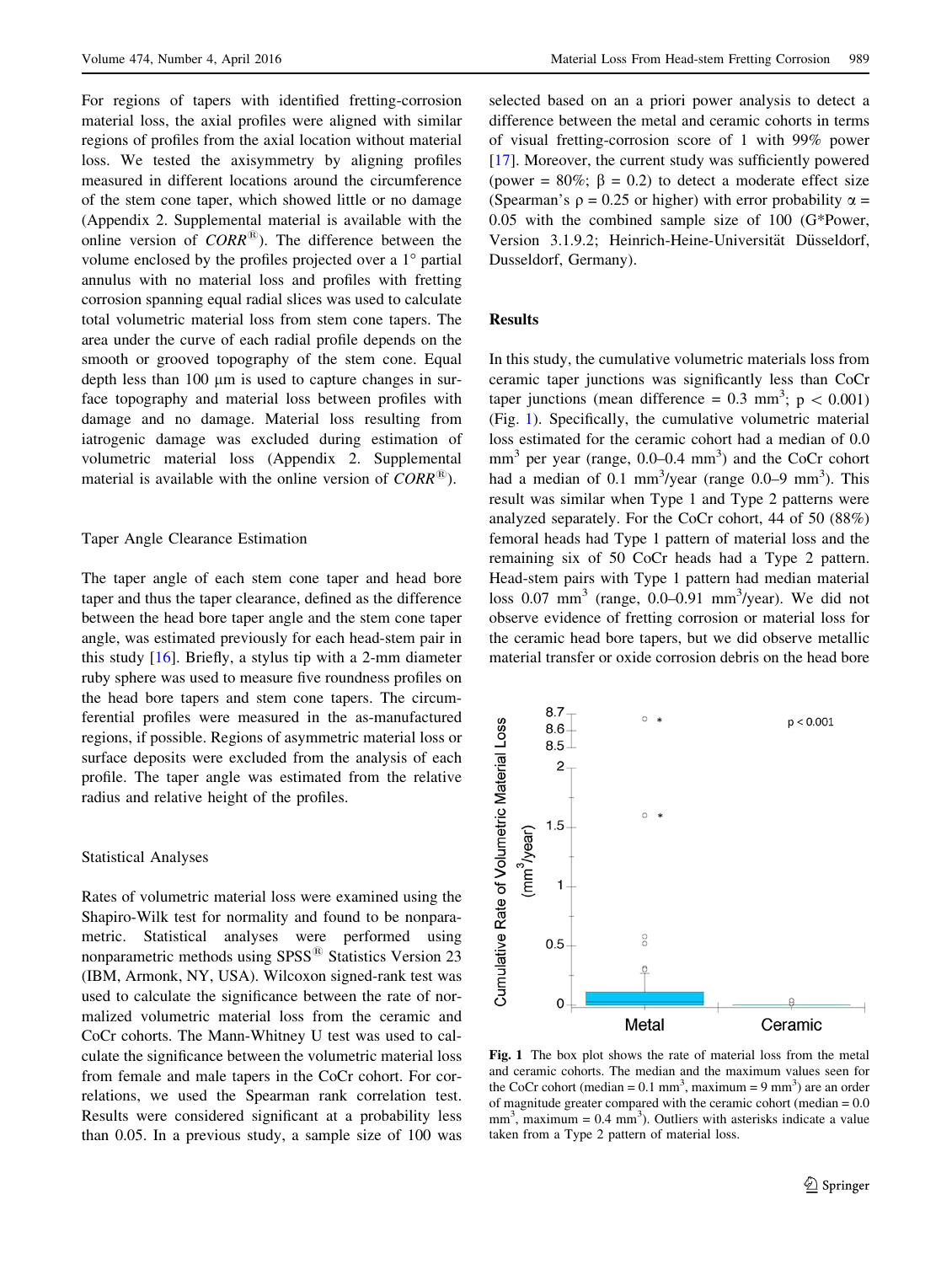For regions of tapers with identified fretting-corrosion material loss, the axial profiles were aligned with similar regions of profiles from the axial location without material loss. We tested the axisymmetry by aligning profiles measured in different locations around the circumference of the stem cone taper, which showed little or no damage (Appendix 2. Supplemental material is available with the online version of *CORR*®). The difference between the volume enclosed by the profiles projected over a 1° partial annulus with no material loss and profiles with fretting corrosion spanning equal radial slices was used to calculate total volumetric material loss from stem cone tapers. The area under the curve of each radial profile depends on the smooth or grooved topography of the stem cone. Equal depth less than 100 µm is used to capture changes in surface topography and material loss between profiles with damage and no damage. Material loss resulting from iatrogenic damage was excluded during estimation of volumetric material loss (Appendix 2. Supplemental material is available with the online version of *CORR*®).

### Taper Angle Clearance Estimation

The taper angle of each stem cone taper and head bore taper and thus the taper clearance, defined as the difference between the head bore taper angle and the stem cone taper angle, was estimated previously for each head-stem pair in this study [16]. Briefly, a stylus tip with a 2-mm diameter ruby sphere was used to measure five roundness profiles on the head bore tapers and stem cone tapers. The circumferential profiles were measured in the as-manufactured regions, if possible. Regions of asymmetric material loss or surface deposits were excluded from the analysis of each profile. The taper angle was estimated from the relative radius and relative height of the profiles.

### Statistical Analyses

Rates of volumetric material loss were examined using the Shapiro-Wilk test for normality and found to be nonparametric. Statistical analyses were performed using nonparametric methods using SPSS® Statistics Version 23 (IBM, Armonk, NY, USA). Wilcoxon signed-rank test was used to calculate the significance between the rate of normalized volumetric material loss from the ceramic and CoCr cohorts. The Mann-Whitney U test was used to calculate the significance between the volumetric material loss from female and male tapers in the CoCr cohort. For correlations, we used the Spearman rank correlation test. Results were considered significant at a probability less than 0.05. In a previous study, a sample size of 100 was selected based on an a priori power analysis to detect a difference between the metal and ceramic cohorts in terms of visual fretting-corrosion score of 1 with 99% power [17]. Moreover, the current study was sufficiently powered (power = 80%; $\beta = 0.2$) to detect a moderate effect size (Spearman's $\rho = 0.25$ or higher) with error probability $\alpha = 0.05$ with the combined sample size of 100 (G*Power, Version 3.1.9.2; Heinrich-Heine-Universität Düsseldorf, Dusseldorf, Germany).

## Results

In this study, the cumulative volumetric materials loss from ceramic taper junctions was significantly less than CoCr taper junctions (mean difference = 0.3 $mm^3$; $p < 0.001$) (Fig. 1). Specifically, the cumulative volumetric material loss estimated for the ceramic cohort had a median of 0.0 $mm^3$ per year (range, 0.0–0.4 $mm^3$) and the CoCr cohort had a median of 0.1 $mm^3$/year (range 0.0–9 $mm^3$). This result was similar when Type 1 and Type 2 patterns were analyzed separately. For the CoCr cohort, 44 of 50 (88%) femoral heads had Type 1 pattern of material loss and the remaining six of 50 CoCr heads had a Type 2 pattern. Head-stem pairs with Type 1 pattern had median material loss 0.07 $mm^3$ (range, 0.0–0.91 $mm^3$/year). We did not observe evidence of fretting corrosion or material loss for the ceramic head bore tapers, but we did observe metallic material transfer or oxide corrosion debris on the head bore

Fig. 1 The box plot shows the rate of material loss from the metal and ceramic cohorts. The median and the maximum values seen for the CoCr cohort (median = 0.1 $mm^3$, maximum = 9 $mm^3$) are an order of magnitude greater compared with the ceramic cohort (median = 0.0 $mm^3$, maximum = 0.4 $mm^3$). Outliers with asterisks indicate a value taken from a Type 2 pattern of material loss.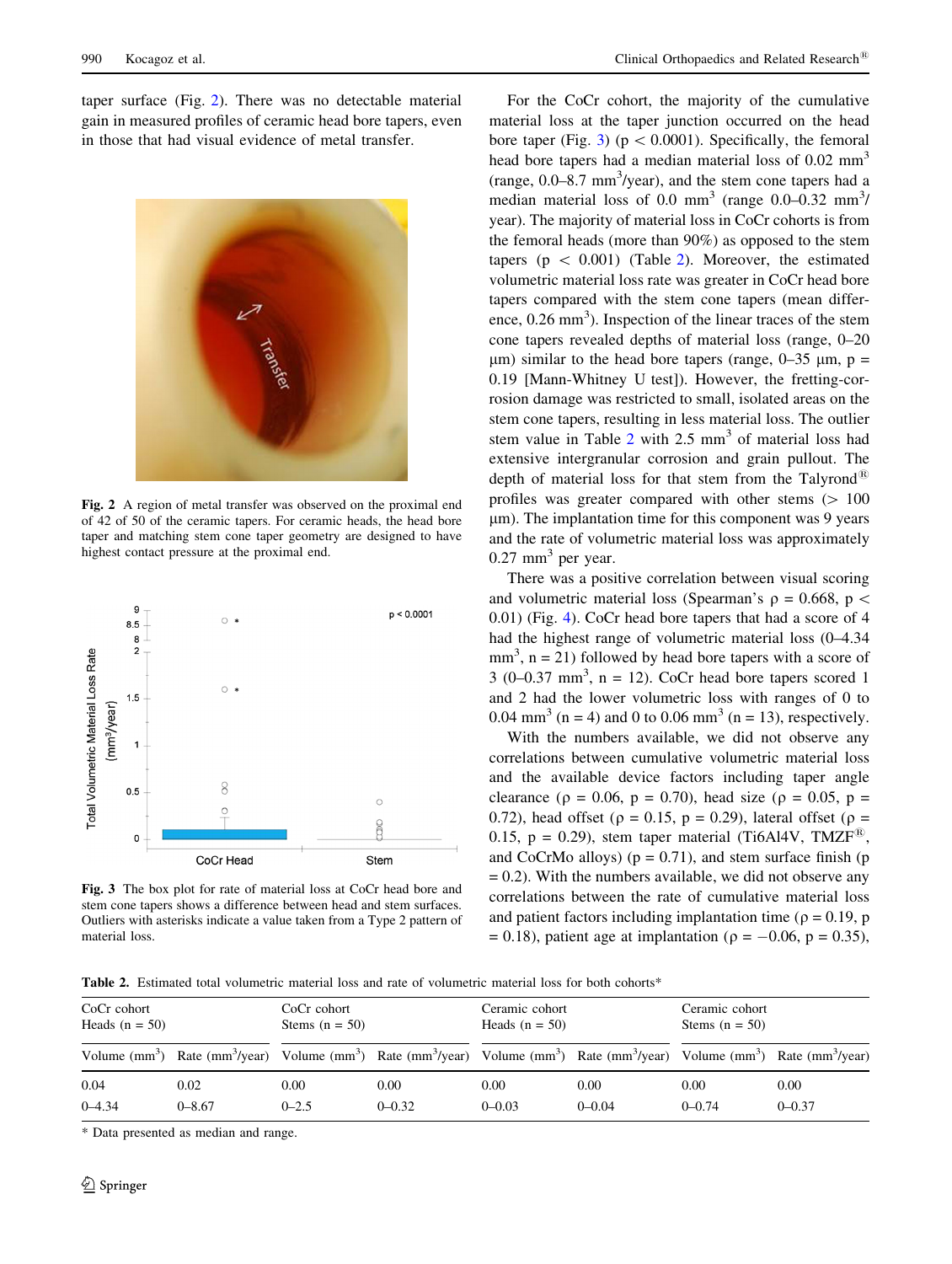taper surface (Fig. 2). There was no detectable material gain in measured profiles of ceramic head bore tapers, even in those that had visual evidence of metal transfer.

Fig. 2 A region of metal transfer was observed on the proximal end of 42 of 50 of the ceramic tapers. For ceramic heads, the head bore taper and matching stem cone taper geometry are designed to have highest contact pressure at the proximal end.

Fig. 3 The box plot for rate of material loss at CoCr head bore and stem cone tapers shows a difference between head and stem surfaces. Outliers with asterisks indicate a value taken from a Type 2 pattern of material loss.

For the CoCr cohort, the majority of the cumulative material loss at the taper junction occurred on the head bore taper (Fig. 3) ($p < 0.0001$). Specifically, the femoral head bore tapers had a median material loss of 0.02 $mm^3$ (range, 0.0–8.7 $mm^3$/year), and the stem cone tapers had a median material loss of 0.0 $mm^3$ (range 0.0–0.32 $mm^3$/year). The majority of material loss in CoCr cohorts is from the femoral heads (more than 90%) as opposed to the stem tapers ($p < 0.001$) (Table 2). Moreover, the estimated volumetric material loss rate was greater in CoCr head bore tapers compared with the stem cone tapers (mean difference, 0.26 $mm^3$). Inspection of the linear traces of the stem cone tapers revealed depths of material loss (range, 0–20 μm) similar to the head bore tapers (range, 0–35 μm, $p = 0.19$ [Mann-Whitney U test]). However, the fretting-corrosion damage was restricted to small, isolated areas on the stem cone tapers, resulting in less material loss. The outlier stem value in Table 2 with 2.5 $mm^3$ of material loss had extensive intergranular corrosion and grain pullout. The depth of material loss for that stem from the Talyrond® profiles was greater compared with other stems (> 100 μm). The implantation time for this component was 9 years and the rate of volumetric material loss was approximately 0.27 $mm^3$ per year.

There was a positive correlation between visual scoring and volumetric material loss (Spearman's $\rho = 0.668$, $p < 0.01$) (Fig. 4). CoCr head bore tapers that had a score of 4 had the highest range of volumetric material loss (0–4.34 $mm^3$, n = 21) followed by head bore tapers with a score of 3 (0–0.37 $mm^3$, n = 12). CoCr head bore tapers scored 1 and 2 had the lower volumetric loss with ranges of 0 to 0.04 $mm^3$ (n = 4) and 0 to 0.06 $mm^3$ (n = 13), respectively.

With the numbers available, we did not observe any correlations between cumulative volumetric material loss and the available device factors including taper angle clearance ($\rho = 0.06$, $p = 0.70$), head size ($\rho = 0.05$, $p = 0.72$), head offset ($\rho = 0.15$, $p = 0.29$), lateral offset ($\rho = 0.15$, $p = 0.29$), stem taper material (Ti6Al4V, TMZF®, and CoCrMo alloys) ($p = 0.71$), and stem surface finish ($p = 0.2$). With the numbers available, we did not observe any correlations between the rate of cumulative material loss and patient factors including implantation time ($\rho = 0.19$, $p = 0.18$), patient age at implantation ($\rho = -0.06$, $p = 0.35$),

**Table 2.** Estimated total volumetric material loss and rate of volumetric material loss for both cohorts*

| CoCr cohort Heads (n = 50) | | CoCr cohort Stems (n = 50) | | Ceramic cohort Heads (n = 50) | | Ceramic cohort Stems (n = 50) | |
|---|---|---|---|---|---|---|---|
| Volume ($mm^3$) | Rate ($mm^3$/year) | Volume ($mm^3$) | Rate ($mm^3$/year) | Volume ($mm^3$) | Rate ($mm^3$/year) | Volume ($mm^3$) | Rate ($mm^3$/year) |
| 0.04 | 0.02 | 0.00 | 0.00 | 0.00 | 0.00 | 0.00 | 0.00 |
| 0–4.34 | 0–8.67 | 0–2.5 | 0–0.32 | 0–0.03 | 0–0.04 | 0–0.74 | 0–0.37 |

\* Data presented as median and range.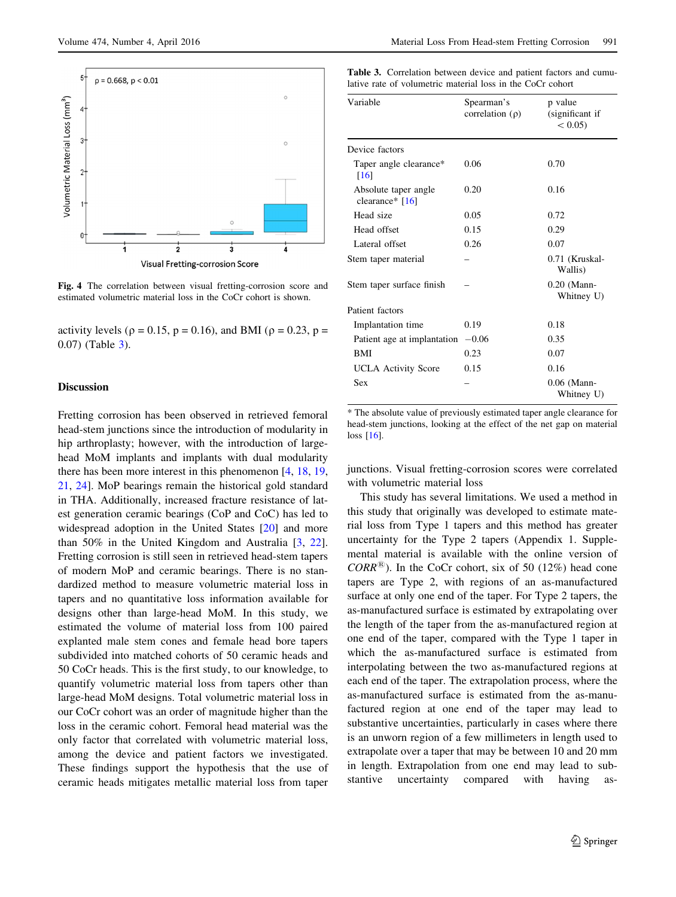Fig. 4 The correlation between visual fretting-corrosion score and estimated volumetric material loss in the CoCr cohort is shown.

activity levels ($\rho = 0.15$, $p = 0.16$), and BMI ($\rho = 0.23$, $p = 0.07$) (Table 3).

## Discussion

Fretting corrosion has been observed in retrieved femoral head-stem junctions since the introduction of modularity in hip arthroplasty; however, with the introduction of large-head MoM implants and implants with dual modularity there has been more interest in this phenomenon [4, 18, 19, 21, 24]. MoP bearings remain the historical gold standard in THA. Additionally, increased fracture resistance of latest generation ceramic bearings (CoP and CoC) has led to widespread adoption in the United States [20] and more than 50% in the United Kingdom and Australia [3, 22]. Fretting corrosion is still seen in retrieved head-stem tapers of modern MoP and ceramic bearings. There is no standardized method to measure volumetric material loss in tapers and no quantitative loss information available for designs other than large-head MoM. In this study, we estimated the volume of material loss from 100 paired explanted male stem cones and female head bore tapers subdivided into matched cohorts of 50 ceramic heads and 50 CoCr heads. This is the first study, to our knowledge, to quantify volumetric material loss from tapers other than large-head MoM designs. Total volumetric material loss in our CoCr cohort was an order of magnitude higher than the loss in the ceramic cohort. Femoral head material was the only factor that correlated with volumetric material loss, among the device and patient factors we investigated. These findings support the hypothesis that the use of ceramic heads mitigates metallic material loss from taper junctions. Visual fretting-corrosion scores were correlated with volumetric material loss

Table 3. Correlation between device and patient factors and cumulative rate of volumetric material loss in the CoCr cohort

| Variable | Spearman's correlation (ρ) | p value (significant if < 0.05) |
|---|---|---|
| Device factors | | |
| Taper angle clearance* [16] | 0.06 | 0.70 |
| Absolute taper angle clearance* [16] | 0.20 | 0.16 |
| Head size | 0.05 | 0.72 |
| Head offset | 0.15 | 0.29 |
| Lateral offset | 0.26 | 0.07 |
| Stem taper material | – | 0.71 (Kruskal-Wallis) |
| Stem taper surface finish | – | 0.20 (Mann-Whitney U) |
| Patient factors | | |
| Implantation time | 0.19 | 0.18 |
| Patient age at implantation | −0.06 | 0.35 |
| BMI | 0.23 | 0.07 |
| UCLA Activity Score | 0.15 | 0.16 |
| Sex | – | 0.06 (Mann-Whitney U) |

* The absolute value of previously estimated taper angle clearance for head-stem junctions, looking at the effect of the net gap on material loss [16].

This study has several limitations. We used a method in this study that originally was developed to estimate material loss from Type 1 tapers and this method has greater uncertainty for the Type 2 tapers (Appendix 1. Supplemental material is available with the online version of *CORR*®). In the CoCr cohort, six of 50 (12%) head cone tapers are Type 2, with regions of an as-manufactured surface at only one end of the taper. For Type 2 tapers, the as-manufactured surface is estimated by extrapolating over the length of the taper from the as-manufactured region at one end of the taper, compared with the Type 1 taper in which the as-manufactured surface is estimated from interpolating between the two as-manufactured regions at each end of the taper. The extrapolation process, where the as-manufactured surface is estimated from the as-manufactured region at one end of the taper may lead to substantive uncertainties, particularly in cases where there is an unworn region of a few millimeters in length used to extrapolate over a taper that may be between 10 and 20 mm in length. Extrapolation from one end may lead to substantive uncertainty compared with having as-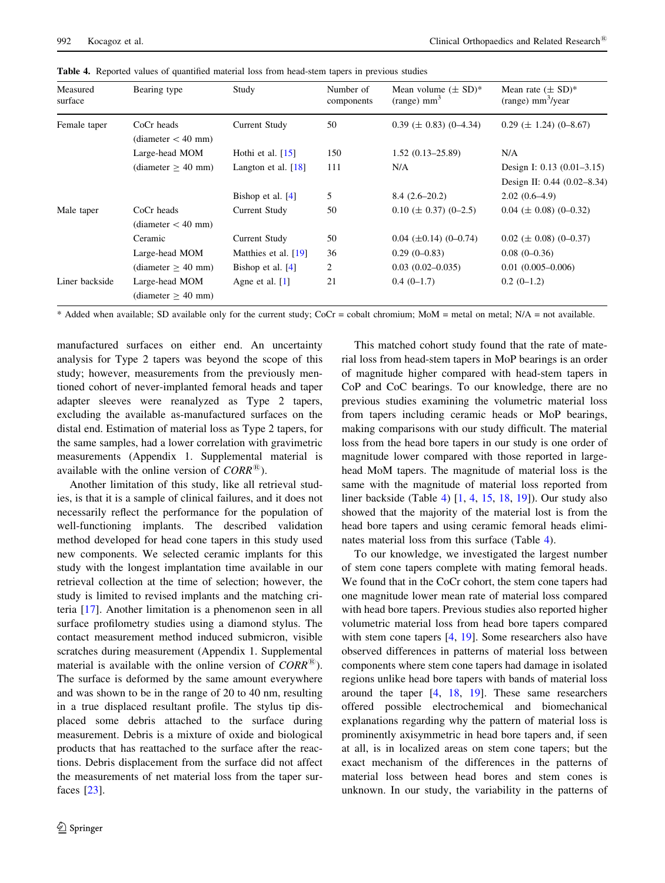**Table 4.** Reported values of quantified material loss from head-stem tapers in previous studies

| Measured surface | Bearing type | Study | Number of components | Mean volume (± SD)* (range) mm$^3$ | Mean rate (± SD)* (range) mm$^3$/year |
|---|---|---|---|---|---|
| Female taper | CoCr heads (diameter < 40 mm) | Current Study | 50 | 0.39 (± 0.83) (0–4.34) | 0.29 (± 1.24) (0–8.67) |
| | Large-head MOM (diameter ≥ 40 mm) | Hothi et al. [15] | 150 | 1.52 (0.13–25.89) | N/A |
| | | Langton et al. [18] | 111 | N/A | Design I: 0.13 (0.01–3.15) Design II: 0.44 (0.02–8.34) |
| | | Bishop et al. [4] | 5 | 8.4 (2.6–20.2) | 2.02 (0.6–4.9) |
| Male taper | CoCr heads (diameter < 40 mm) | Current Study | 50 | 0.10 (± 0.37) (0–2.5) | 0.04 (± 0.08) (0–0.32) |
| | Ceramic | Current Study | 50 | 0.04 (±0.14) (0–0.74) | 0.02 (± 0.08) (0–0.37) |
| | Large-head MOM (diameter ≥ 40 mm) | Matthies et al. [19] | 36 | 0.29 (0–0.83) | 0.08 (0–0.36) |
| | | Bishop et al. [4] | 2 | 0.03 (0.02–0.035) | 0.01 (0.005–0.006) |
| Liner backside | Large-head MOM (diameter ≥ 40 mm) | Agne et al. [1] | 21 | 0.4 (0–1.7) | 0.2 (0–1.2) |

\* Added when available; SD available only for the current study; CoCr = cobalt chromium; MoM = metal on metal; N/A = not available.

manufactured surfaces on either end. An uncertainty analysis for Type 2 tapers was beyond the scope of this study; however, measurements from the previously mentioned cohort of never-implanted femoral heads and taper adapter sleeves were reanalyzed as Type 2 tapers, excluding the available as-manufactured surfaces on the distal end. Estimation of material loss as Type 2 tapers, for the same samples, had a lower correlation with gravimetric measurements (Appendix 1. Supplemental material is available with the online version of *CORR*®).

Another limitation of this study, like all retrieval studies, is that it is a sample of clinical failures, and it does not necessarily reflect the performance for the population of well-functioning implants. The described validation method developed for head cone tapers in this study used new components. We selected ceramic implants for this study with the longest implantation time available in our retrieval collection at the time of selection; however, the study is limited to revised implants and the matching criteria [17]. Another limitation is a phenomenon seen in all surface profilometry studies using a diamond stylus. The contact measurement method induced submicron, visible scratches during measurement (Appendix 1. Supplemental material is available with the online version of *CORR*®). The surface is deformed by the same amount everywhere and was shown to be in the range of 20 to 40 nm, resulting in a true displaced resultant profile. The stylus tip displaced some debris attached to the surface during measurement. Debris is a mixture of oxide and biological products that has reattached to the surface after the reactions. Debris displacement from the surface did not affect the measurements of net material loss from the taper surfaces [23].

This matched cohort study found that the rate of material loss from head-stem tapers in MoP bearings is an order of magnitude higher compared with head-stem tapers in CoP and CoC bearings. To our knowledge, there are no previous studies examining the volumetric material loss from tapers including ceramic heads or MoP bearings, making comparisons with our study difficult. The material loss from the head bore tapers in our study is one order of magnitude lower compared with those reported in large-head MoM tapers. The magnitude of material loss is the same with the magnitude of material loss reported from liner backside (Table 4) [1, 4, 15, 18, 19]). Our study also showed that the majority of the material lost is from the head bore tapers and using ceramic femoral heads eliminates material loss from this surface (Table 4).

To our knowledge, we investigated the largest number of stem cone tapers complete with mating femoral heads. We found that in the CoCr cohort, the stem cone tapers had one magnitude lower mean rate of material loss compared with head bore tapers. Previous studies also reported higher volumetric material loss from head bore tapers compared with stem cone tapers [4, 19]. Some researchers also have observed differences in patterns of material loss between components where stem cone tapers had damage in isolated regions unlike head bore tapers with bands of material loss around the taper [4, 18, 19]. These same researchers offered possible electrochemical and biomechanical explanations regarding why the pattern of material loss is prominently axisymmetric in head bore tapers and, if seen at all, is in localized areas on stem cone tapers; but the exact mechanism of the differences in the patterns of material loss between head bores and stem cones is unknown. In our study, the variability in the patterns of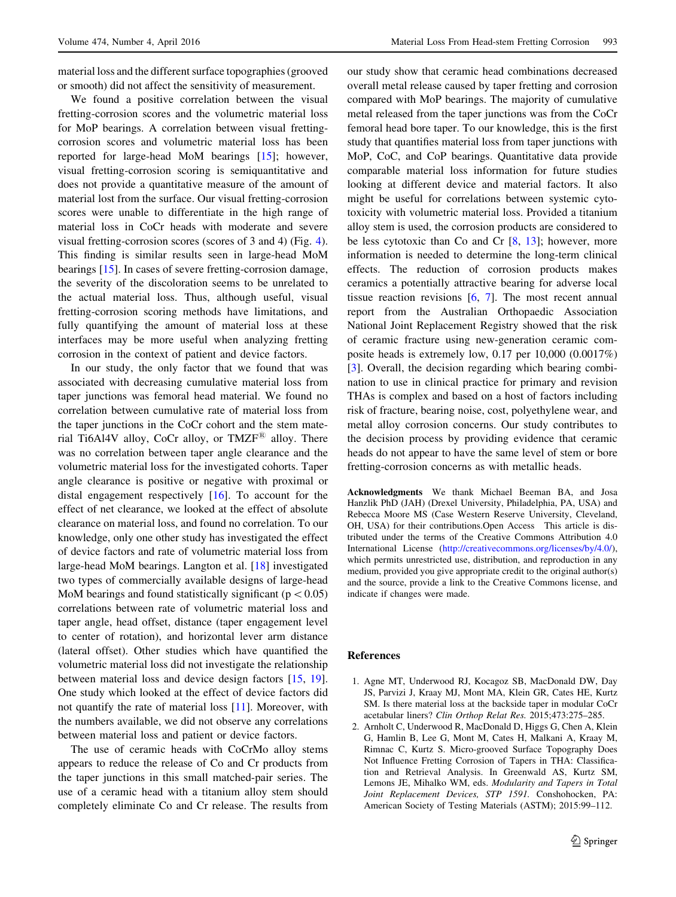material loss and the different surface topographies (grooved or smooth) did not affect the sensitivity of measurement.

We found a positive correlation between the visual fretting-corrosion scores and the volumetric material loss for MoP bearings. A correlation between visual fretting-corrosion scores and volumetric material loss has been reported for large-head MoM bearings [15]; however, visual fretting-corrosion scoring is semiquantitative and does not provide a quantitative measure of the amount of material lost from the surface. Our visual fretting-corrosion scores were unable to differentiate in the high range of material loss in CoCr heads with moderate and severe visual fretting-corrosion scores (scores of 3 and 4) (Fig. 4). This finding is similar results seen in large-head MoM bearings [15]. In cases of severe fretting-corrosion damage, the severity of the discoloration seems to be unrelated to the actual material loss. Thus, although useful, visual fretting-corrosion scoring methods have limitations, and fully quantifying the amount of material loss at these interfaces may be more useful when analyzing fretting corrosion in the context of patient and device factors.

In our study, the only factor that we found that was associated with decreasing cumulative material loss from taper junctions was femoral head material. We found no correlation between cumulative rate of material loss from the taper junctions in the CoCr cohort and the stem material Ti6Al4V alloy, CoCr alloy, or TMZF® alloy. There was no correlation between taper angle clearance and the volumetric material loss for the investigated cohorts. Taper angle clearance is positive or negative with proximal or distal engagement respectively [16]. To account for the effect of net clearance, we looked at the effect of absolute clearance on material loss, and found no correlation. To our knowledge, only one other study has investigated the effect of device factors and rate of volumetric material loss from large-head MoM bearings. Langton et al. [18] investigated two types of commercially available designs of large-head MoM bearings and found statistically significant ($p < 0.05$) correlations between rate of volumetric material loss and taper angle, head offset, distance (taper engagement level to center of rotation), and horizontal lever arm distance (lateral offset). Other studies which have quantified the volumetric material loss did not investigate the relationship between material loss and device design factors [15, 19]. One study which looked at the effect of device factors did not quantify the rate of material loss [11]. Moreover, with the numbers available, we did not observe any correlations between material loss and patient or device factors.

The use of ceramic heads with CoCrMo alloy stems appears to reduce the release of Co and Cr products from the taper junctions in this small matched-pair series. The use of a ceramic head with a titanium alloy stem should completely eliminate Co and Cr release. The results from our study show that ceramic head combinations decreased overall metal release caused by taper fretting and corrosion compared with MoP bearings. The majority of cumulative metal released from the taper junctions was from the CoCr femoral head bore taper. To our knowledge, this is the first study that quantifies material loss from taper junctions with MoP, CoC, and CoP bearings. Quantitative data provide comparable material loss information for future studies looking at different device and material factors. It also might be useful for correlations between systemic cytotoxicity with volumetric material loss. Provided a titanium alloy stem is used, the corrosion products are considered to be less cytotoxic than Co and Cr [8, 13]; however, more information is needed to determine the long-term clinical effects. The reduction of corrosion products makes ceramics a potentially attractive bearing for adverse local tissue reaction revisions [6, 7]. The most recent annual report from the Australian Orthopaedic Association National Joint Replacement Registry showed that the risk of ceramic fracture using new-generation ceramic composite heads is extremely low, 0.17 per 10,000 (0.0017%) [3]. Overall, the decision regarding which bearing combination to use in clinical practice for primary and revision THAs is complex and based on a host of factors including risk of fracture, bearing noise, cost, polyethylene wear, and metal alloy corrosion concerns. Our study contributes to the decision process by providing evidence that ceramic heads do not appear to have the same level of stem or bore fretting-corrosion concerns as with metallic heads.

**Acknowledgments** We thank Michael Beeman BA, and Josa Hanzlik PhD (JAH) (Drexel University, Philadelphia, PA, USA) and Rebecca Moore MS (Case Western Reserve University, Cleveland, OH, USA) for their contributions.Open Access This article is distributed under the terms of the Creative Commons Attribution 4.0 International License (http://creativecommons.org/licenses/by/4.0/), which permits unrestricted use, distribution, and reproduction in any medium, provided you give appropriate credit to the original author(s) and the source, provide a link to the Creative Commons license, and indicate if changes were made.

## References

1. Agne MT, Underwood RJ, Kocagoz SB, MacDonald DW, Day JS, Parvizi J, Kraay MJ, Mont MA, Klein GR, Cates HE, Kurtz SM. Is there material loss at the backside taper in modular CoCr acetabular liners? *Clin Orthop Relat Res.* 2015;473:275–285.
2. Arnholt C, Underwood R, MacDonald D, Higgs G, Chen A, Klein G, Hamlin B, Lee G, Mont M, Cates H, Malkani A, Kraay M, Rimnac C, Kurtz S. Micro-grooved Surface Topography Does Not Influence Fretting Corrosion of Tapers in THA: Classification and Retrieval Analysis. In Greenwald AS, Kurtz SM, Lemons JE, Mihalko WM, eds. *Modularity and Tapers in Total Joint Replacement Devices, STP 1591.* Conshohocken, PA: American Society of Testing Materials (ASTM); 2015:99–112.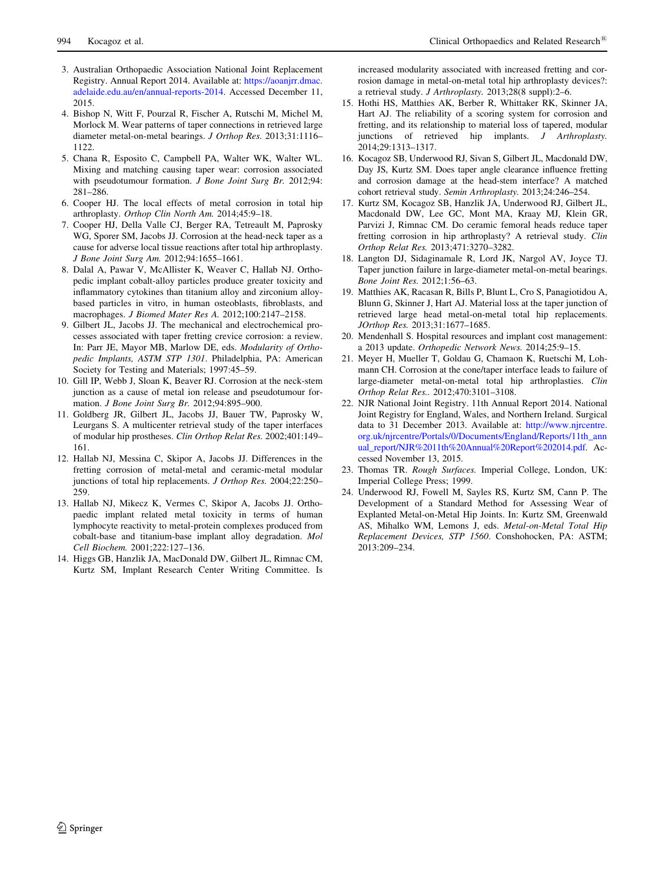3. Australian Orthopaedic Association National Joint Replacement Registry. Annual Report 2014. Available at: https://aoanjrr.dmac.adelaide.edu.au/en/annual-reports-2014. Accessed December 11, 2015.
4. Bishop N, Witt F, Pourzal R, Fischer A, Rutschi M, Michel M, Morlock M. Wear patterns of taper connections in retrieved large diameter metal-on-metal bearings. *J Orthop Res.* 2013;31:1116–1122.
5. Chana R, Esposito C, Campbell PA, Walter WK, Walter WL. Mixing and matching causing taper wear: corrosion associated with pseudotumour formation. *J Bone Joint Surg Br.* 2012;94:281–286.
6. Cooper HJ. The local effects of metal corrosion in total hip arthroplasty. *Orthop Clin North Am.* 2014;45:9–18.
7. Cooper HJ, Della Valle CJ, Berger RA, Tetreault M, Paprosky WG, Sporer SM, Jacobs JJ. Corrosion at the head-neck taper as a cause for adverse local tissue reactions after total hip arthroplasty. *J Bone Joint Surg Am.* 2012;94:1655–1661.
8. Dalal A, Pawar V, McAllister K, Weaver C, Hallab NJ. Orthopedic implant cobalt-alloy particles produce greater toxicity and inflammatory cytokines than titanium alloy and zirconium alloy-based particles in vitro, in human osteoblasts, fibroblasts, and macrophages. *J Biomed Mater Res A.* 2012;100:2147–2158.
9. Gilbert JL, Jacobs JJ. The mechanical and electrochemical processes associated with taper fretting crevice corrosion: a review. In: Parr JE, Mayor MB, Marlow DE, eds. *Modularity of Orthopedic Implants, ASTM STP 1301*. Philadelphia, PA: American Society for Testing and Materials; 1997:45–59.
10. Gill IP, Webb J, Sloan K, Beaver RJ. Corrosion at the neck-stem junction as a cause of metal ion release and pseudotumour formation. *J Bone Joint Surg Br.* 2012;94:895–900.
11. Goldberg JR, Gilbert JL, Jacobs JJ, Bauer TW, Paprosky W, Leurgans S. A multicenter retrieval study of the taper interfaces of modular hip prostheses. *Clin Orthop Relat Res.* 2002;401:149–161.
12. Hallab NJ, Messina C, Skipor A, Jacobs JJ. Differences in the fretting corrosion of metal-metal and ceramic-metal modular junctions of total hip replacements. *J Orthop Res.* 2004;22:250–259.
13. Hallab NJ, Mikecz K, Vermes C, Skipor A, Jacobs JJ. Orthopaedic implant related metal toxicity in terms of human lymphocyte reactivity to metal-protein complexes produced from cobalt-base and titanium-base implant alloy degradation. *Mol Cell Biochem.* 2001;222:127–136.
14. Higgs GB, Hanzlik JA, MacDonald DW, Gilbert JL, Rimnac CM, Kurtz SM, Implant Research Center Writing Committee. Is increased modularity associated with increased fretting and corrosion damage in metal-on-metal total hip arthroplasty devices?: a retrieval study. *J Arthroplasty.* 2013;28(8 suppl):2–6.
15. Hothi HS, Matthies AK, Berber R, Whittaker RK, Skinner JA, Hart AJ. The reliability of a scoring system for corrosion and fretting, and its relationship to material loss of tapered, modular junctions of retrieved hip implants. *J Arthroplasty.* 2014;29:1313–1317.
16. Kocagoz SB, Underwood RJ, Sivan S, Gilbert JL, Macdonald DW, Day JS, Kurtz SM. Does taper angle clearance influence fretting and corrosion damage at the head-stem interface? A matched cohort retrieval study. *Semin Arthroplasty.* 2013;24:246–254.
17. Kurtz SM, Kocagoz SB, Hanzlik JA, Underwood RJ, Gilbert JL, Macdonald DW, Lee GC, Mont MA, Kraay MJ, Klein GR, Parvizi J, Rimnac CM. Do ceramic femoral heads reduce taper fretting corrosion in hip arthroplasty? A retrieval study. *Clin Orthop Relat Res.* 2013;471:3270–3282.
18. Langton DJ, Sidaginamale R, Lord JK, Nargol AV, Joyce TJ. Taper junction failure in large-diameter metal-on-metal bearings. *Bone Joint Res.* 2012;1:56–63.
19. Matthies AK, Racasan R, Bills P, Blunt L, Cro S, Panagiotidou A, Blunn G, Skinner J, Hart AJ. Material loss at the taper junction of retrieved large head metal-on-metal total hip replacements. *JOrthop Res.* 2013;31:1677–1685.
20. Mendenhall S. Hospital resources and implant cost management: a 2013 update. *Orthopedic Network News.* 2014;25:9–15.
21. Meyer H, Mueller T, Goldau G, Chamaon K, Ruetschi M, Lohmann CH. Corrosion at the cone/taper interface leads to failure of large-diameter metal-on-metal total hip arthroplasties. *Clin Orthop Relat Res..* 2012;470:3101–3108.
22. NJR National Joint Registry. 11th Annual Report 2014. National Joint Registry for England, Wales, and Northern Ireland. Surgical data to 31 December 2013. Available at: http://www.njrcentre.org.uk/njrcentre/Portals/0/Documents/England/Reports/11th_annual_report/NJR%2011th%20Annual%20Report%202014.pdf. Accessed November 13, 2015.
23. Thomas TR. *Rough Surfaces.* Imperial College, London, UK: Imperial College Press; 1999.
24. Underwood RJ, Fowell M, Sayles RS, Kurtz SM, Cann P. The Development of a Standard Method for Assessing Wear of Explanted Metal-on-Metal Hip Joints. In: Kurtz SM, Greenwald AS, Mihalko WM, Lemons J, eds. *Metal-on-Metal Total Hip Replacement Devices, STP 1560*. Conshohocken, PA: ASTM; 2013:209–234.